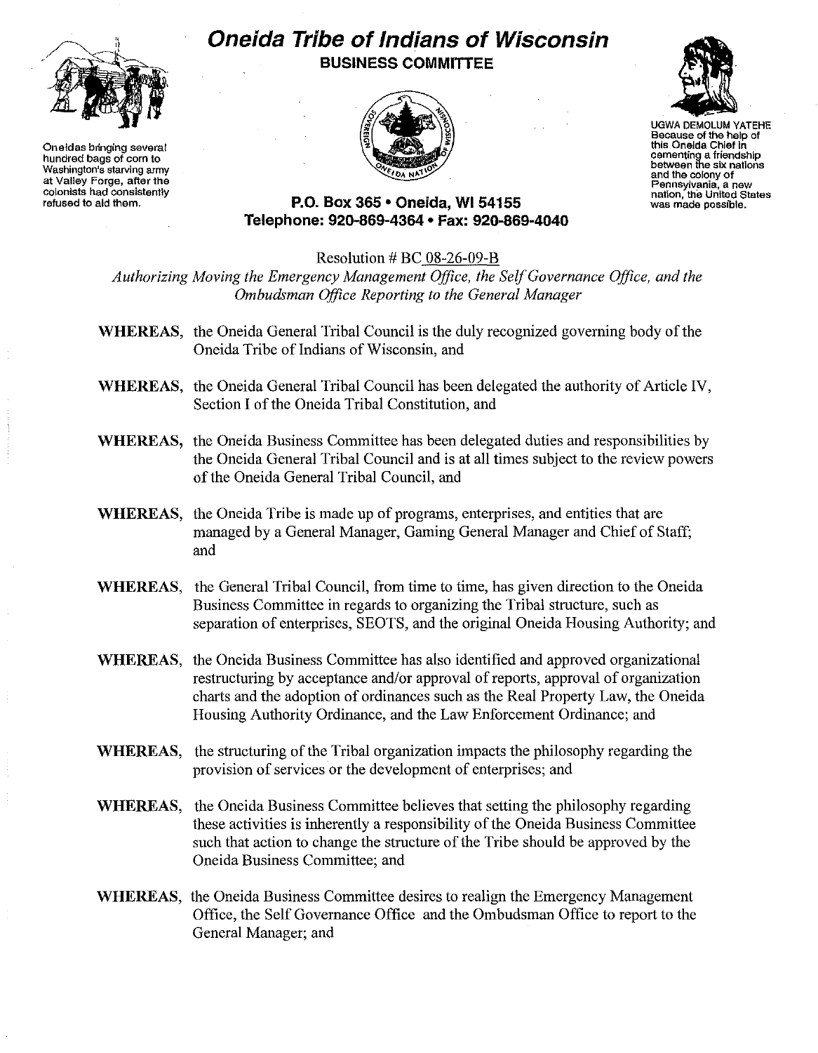Oneidas bringing several hundred bags of corn to Washington's starving army at Valley Forge, after the colonists had consistently refused to aid them.

# Oneida Tribe of Indians of Wisconsin

## BUSINESS COMMITTEE

UGWA DEMOLUM YATEHE Because of the help of this Oneida Chief in cementing a friendship between the six nations and the colony of Pennsylvania, a new nation, the United States was made possible.

**P.O. Box 365 • Oneida, WI 54155**
**Telephone: 920-869-4364 • Fax: 920-869-4040**

Resolution # BC 08-26-09-B

*Authorizing Moving the Emergency Management Office, the Self Governance Office, and the Ombudsman Office Reporting to the General Manager*

**WHEREAS,** the Oneida General Tribal Council is the duly recognized governing body of the Oneida Tribe of Indians of Wisconsin, and

**WHEREAS,** the Oneida General Tribal Council has been delegated the authority of Article IV, Section I of the Oneida Tribal Constitution, and

**WHEREAS,** the Oneida Business Committee has been delegated duties and responsibilities by the Oneida General Tribal Council and is at all times subject to the review powers of the Oneida General Tribal Council, and

**WHEREAS,** the Oneida Tribe is made up of programs, enterprises, and entities that are managed by a General Manager, Gaming General Manager and Chief of Staff; and

**WHEREAS,** the General Tribal Council, from time to time, has given direction to the Oneida Business Committee in regards to organizing the Tribal structure, such as separation of enterprises, SEOTS, and the original Oneida Housing Authority; and

**WHEREAS,** the Oneida Business Committee has also identified and approved organizational restructuring by acceptance and/or approval of reports, approval of organization charts and the adoption of ordinances such as the Real Property Law, the Oneida Housing Authority Ordinance, and the Law Enforcement Ordinance; and

**WHEREAS,** the structuring of the Tribal organization impacts the philosophy regarding the provision of services or the development of enterprises; and

**WHEREAS,** the Oneida Business Committee believes that setting the philosophy regarding these activities is inherently a responsibility of the Oneida Business Committee such that action to change the structure of the Tribe should be approved by the Oneida Business Committee; and

**WHEREAS,** the Oneida Business Committee desires to realign the Emergency Management Office, the Self Governance Office and the Ombudsman Office to report to the General Manager; and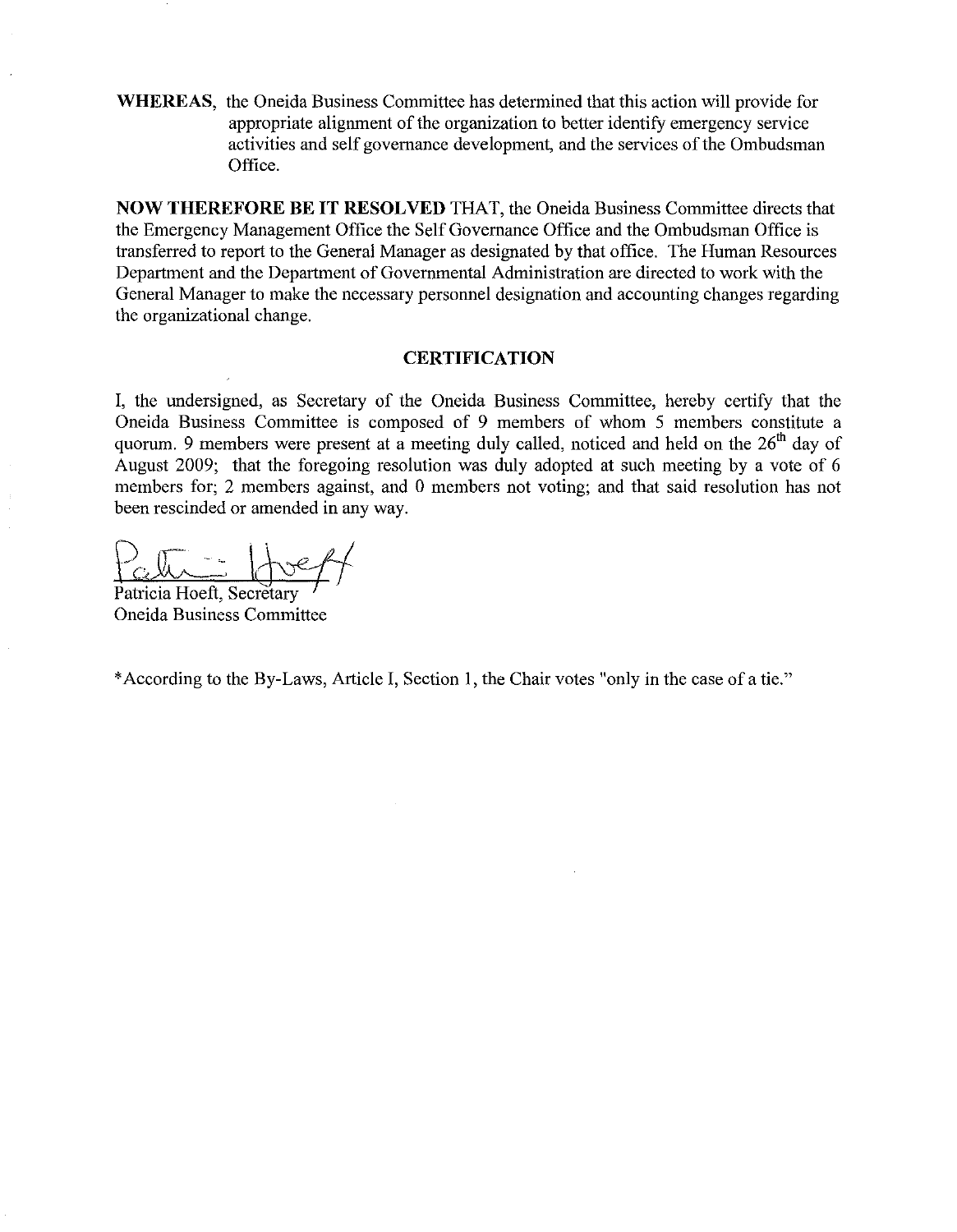**WHEREAS**, the Oneida Business Committee has determined that this action will provide for appropriate alignment of the organization to better identify emergency service activities and self governance development, and the services of the Ombudsman Office.

**NOW THEREFORE BE IT RESOLVED** THAT, the Oneida Business Committee directs that the Emergency Management Office the Self Governance Office and the Ombudsman Office is transferred to report to the General Manager as designated by that office. The Human Resources Department and the Department of Governmental Administration are directed to work with the General Manager to make the necessary personnel designation and accounting changes regarding the organizational change.

## CERTIFICATION

I, the undersigned, as Secretary of the Oneida Business Committee, hereby certify that the Oneida Business Committee is composed of 9 members of whom 5 members constitute a quorum. 9 members were present at a meeting duly called, noticed and held on the 26th day of August 2009; that the foregoing resolution was duly adopted at such meeting by a vote of 6 members for; 2 members against, and 0 members not voting; and that said resolution has not been rescinded or amended in any way.

Patricia Hoeft, Secretary
Oneida Business Committee

*According to the By-Laws, Article I, Section 1, the Chair votes "only in the case of a tie."